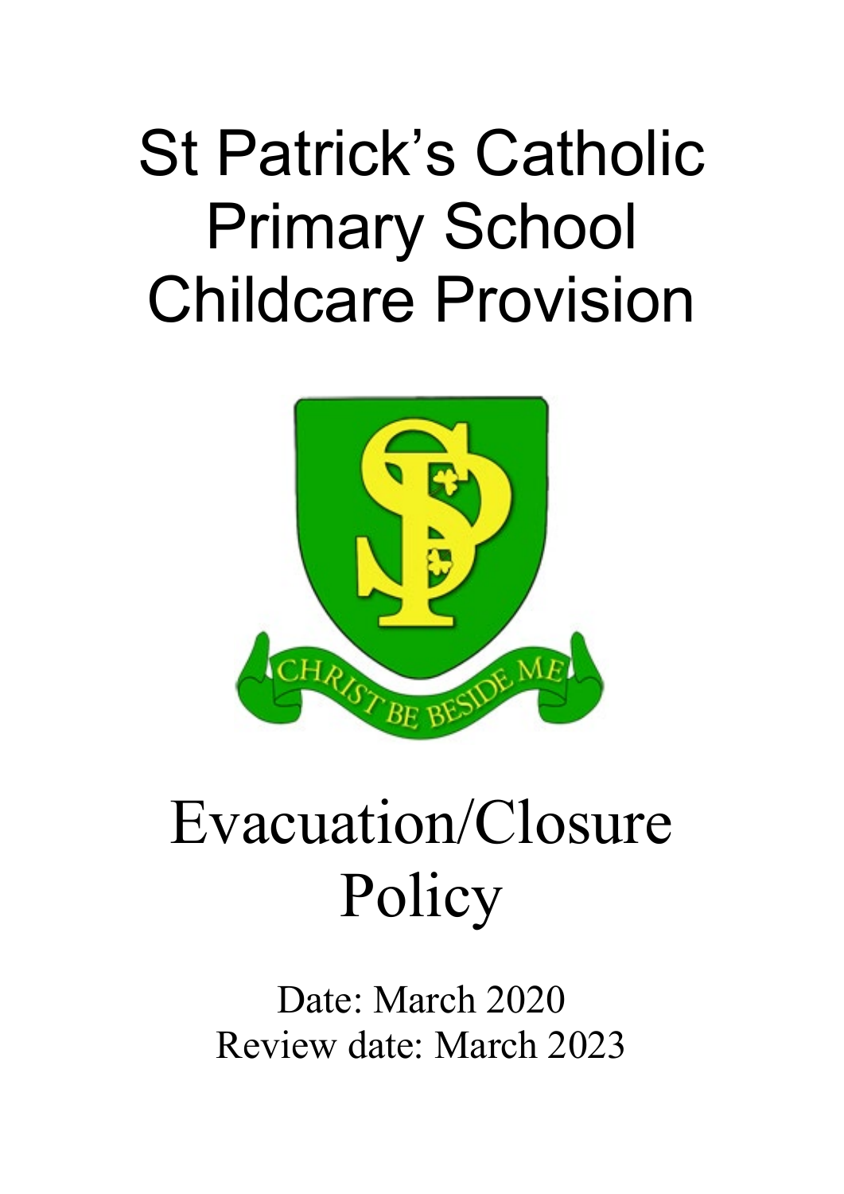# St Patrick's Catholic Primary School Childcare Provision

# Evacuation/Closure Policy

Date: March 2020
Review date: March 2023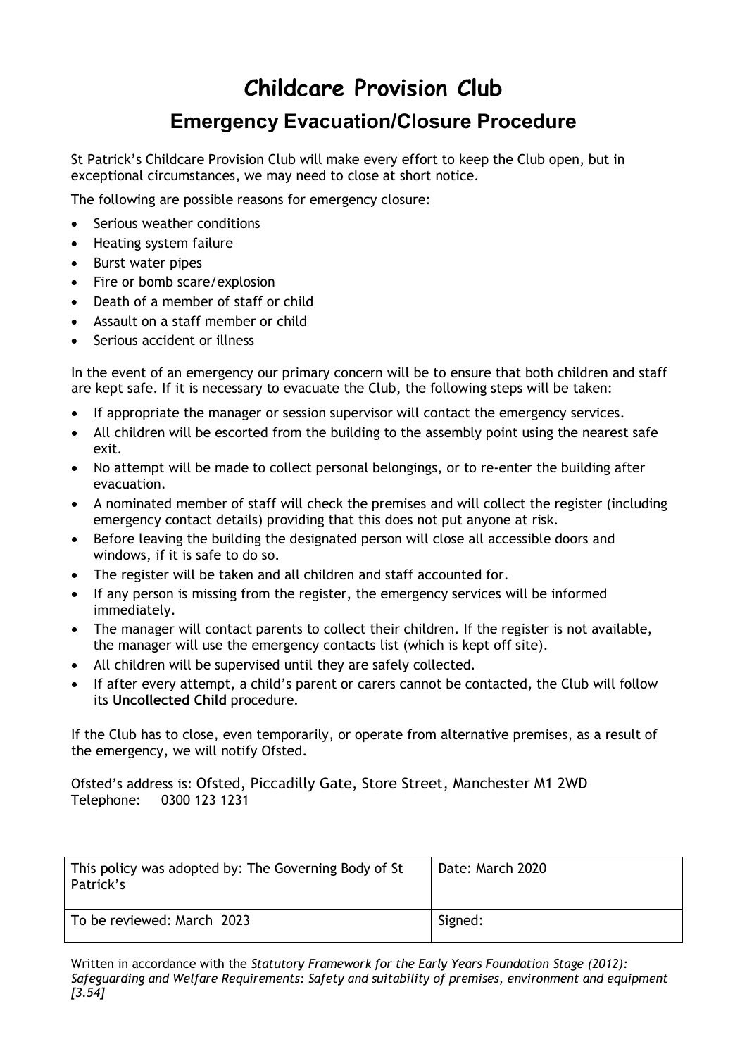# Childcare Provision Club

## Emergency Evacuation/Closure Procedure

St Patrick's Childcare Provision Club will make every effort to keep the Club open, but in exceptional circumstances, we may need to close at short notice.

The following are possible reasons for emergency closure:

- Serious weather conditions
- Heating system failure
- Burst water pipes
- Fire or bomb scare/explosion
- Death of a member of staff or child
- Assault on a staff member or child
- Serious accident or illness

In the event of an emergency our primary concern will be to ensure that both children and staff are kept safe. If it is necessary to evacuate the Club, the following steps will be taken:

- If appropriate the manager or session supervisor will contact the emergency services.
- All children will be escorted from the building to the assembly point using the nearest safe exit.
- No attempt will be made to collect personal belongings, or to re-enter the building after evacuation.
- A nominated member of staff will check the premises and will collect the register (including emergency contact details) providing that this does not put anyone at risk.
- Before leaving the building the designated person will close all accessible doors and windows, if it is safe to do so.
- The register will be taken and all children and staff accounted for.
- If any person is missing from the register, the emergency services will be informed immediately.
- The manager will contact parents to collect their children. If the register is not available, the manager will use the emergency contacts list (which is kept off site).
- All children will be supervised until they are safely collected.
- If after every attempt, a child's parent or carers cannot be contacted, the Club will follow its **Uncollected Child** procedure.

If the Club has to close, even temporarily, or operate from alternative premises, as a result of the emergency, we will notify Ofsted.

Ofsted's address is: Ofsted, Piccadilly Gate, Store Street, Manchester M1 2WD
Telephone: 0300 123 1231

| | |
|---|---|
| This policy was adopted by: The Governing Body of St Patrick's | Date: March 2020 |
| To be reviewed: March 2023 | Signed: |

Written in accordance with the *Statutory Framework for the Early Years Foundation Stage (2012): Safeguarding and Welfare Requirements: Safety and suitability of premises, environment and equipment [3.54]*